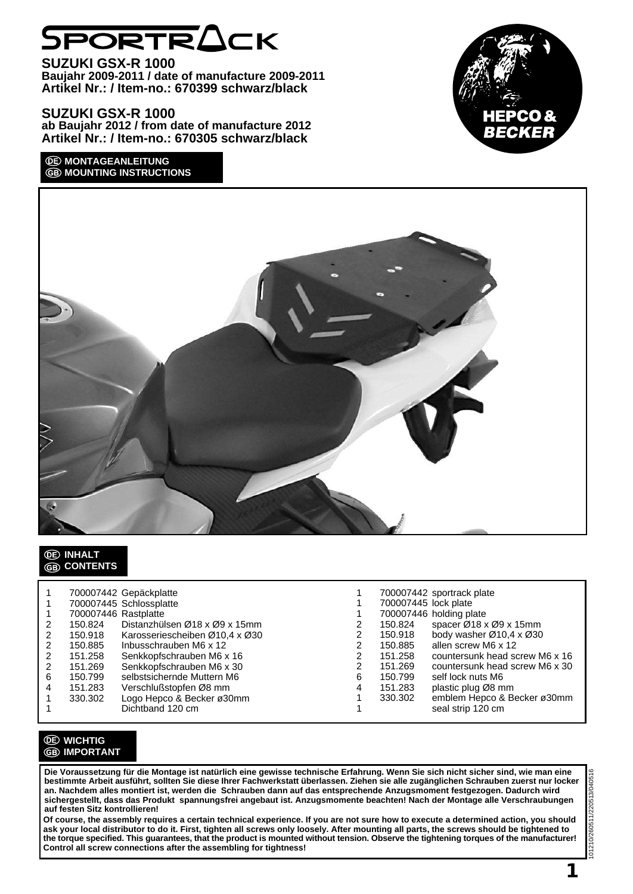# SPORTRACK

**SUZUKI GSX-R 1000**
**Baujahr 2009-2011 / date of manufacture 2009-2011**
**Artikel Nr.: / Item-no.: 670399 schwarz/black**

**SUZUKI GSX-R 1000**
**ab Baujahr 2012 / from date of manufacture 2012**
**Artikel Nr.: / Item-no.: 670305 schwarz/black**

HEPCO & BECKER

## DE MONTAGEANLEITUNG
## GB MOUNTING INSTRUCTIONS

## DE INHALT
## GB CONTENTS

| | | DE | | | GB |
|---|---|---|---|---|---|
| 1 | 700007442 | Gepäckplatte | 1 | 700007442 | sportrack plate |
| 1 | 700007445 | Schlossplatte | 1 | 700007445 | lock plate |
| 1 | 700007446 | Rastplatte | 1 | 700007446 | holding plate |
| 2 | 150.824 | Distanzhülsen Ø18 x Ø9 x 15mm | 2 | 150.824 | spacer Ø18 x Ø9 x 15mm |
| 2 | 150.918 | Karosseriescheiben Ø10,4 x Ø30 | 2 | 150.918 | body washer Ø10,4 x Ø30 |
| 2 | 150.885 | Inbusschrauben M6 x 12 | 2 | 150.885 | allen screw M6 x 12 |
| 2 | 151.258 | Senkkopfschrauben M6 x 16 | 2 | 151.258 | countersunk head screw M6 x 16 |
| 2 | 151.269 | Senkkopfschrauben M6 x 30 | 2 | 151.269 | countersunk head screw M6 x 30 |
| 6 | 150.799 | selbstsichernde Muttern M6 | 6 | 150.799 | self lock nuts M6 |
| 4 | 151.283 | Verschlußstopfen Ø8 mm | 4 | 151.283 | plastic plug Ø8 mm |
| 1 | 330.302 | Logo Hepco & Becker ø30mm | 1 | 330.302 | emblem Hepco & Becker ø30mm |
| 1 | | Dichtband 120 cm | 1 | | seal strip 120 cm |

## DE WICHTIG
## GB IMPORTANT

**Die Voraussetzung für die Montage ist natürlich eine gewisse technische Erfahrung. Wenn Sie sich nicht sicher sind, wie man eine bestimmte Arbeit ausführt, sollten Sie diese Ihrer Fachwerkstatt überlassen. Ziehen sie alle zugänglichen Schrauben zuerst nur locker an. Nachdem alles montiert ist, werden die Schrauben dann auf das entsprechende Anzugsmoment festgezogen. Dadurch wird sichergestellt, dass das Produkt spannungsfrei angebaut ist. Anzugsmomente beachten! Nach der Montage alle Verschraubungen auf festen Sitz kontrollieren!**

**Of course, the assembly requires a certain technical experience. If you are not sure how to execute a determined action, you should ask your local distributor to do it. First, tighten all screws only loosely. After mounting all parts, the screws should be tightened to the torque specified. This guarantees, that the product is mounted without tension. Observe the tightening torques of the manufacturer! Control all screw connections after the assembling for tightness!**

101210/260511/220513/040516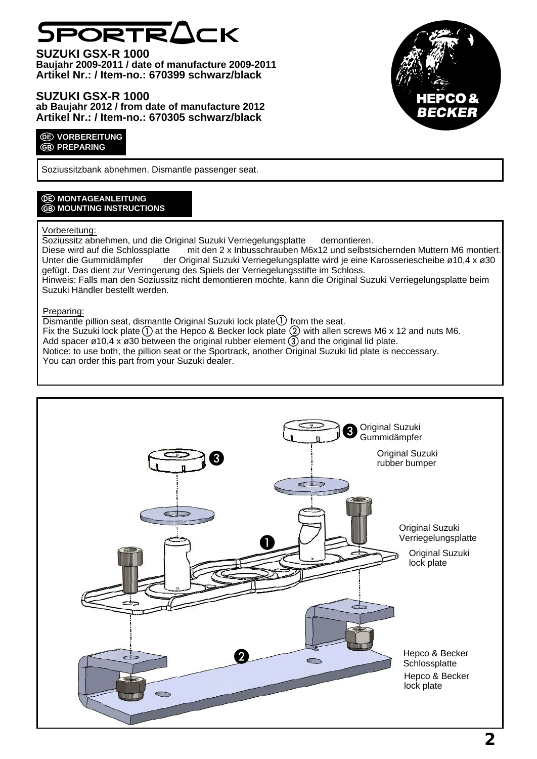# SPORTRACK

**SUZUKI GSX-R 1000**
**Baujahr 2009-2011 / date of manufacture 2009-2011**
**Artikel Nr.: / Item-no.: 670399 schwarz/black**

**SUZUKI GSX-R 1000**
**ab Baujahr 2012 / from date of manufacture 2012**
**Artikel Nr.: / Item-no.: 670305 schwarz/black**

HEPCO & BECKER

## DE VORBEREITUNG
## GB PREPARING

Soziussitzbank abnehmen. Dismantle passenger seat.

## DE MONTAGEANLEITUNG
## GB MOUNTING INSTRUCTIONS

Vorbereitung:
Soziussitz abnehmen, und die Original Suzuki Verriegelungsplatte ① demontieren.
Diese wird auf die Schlossplatte ② mit den 2 x Inbusschrauben M6x12 und selbstsichernden Muttern M6 montiert.
Unter die Gummidämpfer ③ der Original Suzuki Verriegelungsplatte wird je eine Karosseriescheibe ø10,4 x ø30 gefügt. Das dient zur Verringerung des Spiels der Verriegelungsstifte im Schloss.
Hinweis: Falls man den Soziussitz nicht demontieren möchte, kann die Original Suzuki Verriegelungsplatte beim Suzuki Händler bestellt werden.

Preparing:
Dismantle pillion seat, dismantle Original Suzuki lock plate ① from the seat.
Fix the Suzuki lock plate ① at the Hepco & Becker lock plate ② with allen screws M6 x 12 and nuts M6.
Add spacer ø10,4 x ø30 between the original rubber element ③ and the original lid plate.
Notice: to use both, the pillion seat or the Sportrack, another Original Suzuki lid plate is neccessary.
You can order this part from your Suzuki dealer.

③ Original Suzuki Gummidämpfer / Original Suzuki rubber bumper

① Original Suzuki Verriegelungsplatte / Original Suzuki lock plate

② Hepco & Becker Schlossplatte / Hepco & Becker lock plate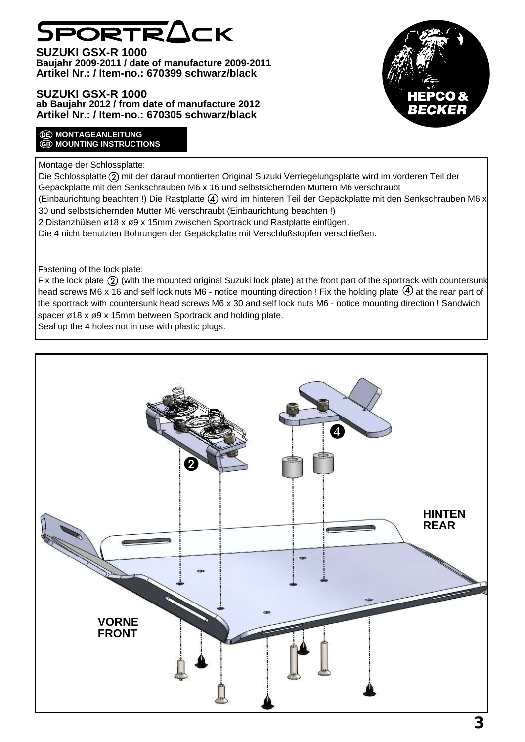# SPORTRACK

**SUZUKI GSX-R 1000**
**Baujahr 2009-2011 / date of manufacture 2009-2011**
**Artikel Nr.: / Item-no.: 670399 schwarz/black**

**SUZUKI GSX-R 1000**
**ab Baujahr 2012 / from date of manufacture 2012**
**Artikel Nr.: / Item-no.: 670305 schwarz/black**

HEPCO & BECKER

**DE MONTAGEANLEITUNG**
**GB MOUNTING INSTRUCTIONS**

Montage der Schlossplatte:

Die Schlossplatte ② mit der darauf montierten Original Suzuki Verriegelungsplatte wird im vorderen Teil der Gepäckplatte mit den Senkschrauben M6 x 16 und selbstsichernden Muttern M6 verschraubt (Einbaurichtung beachten !) Die Rastplatte ④ wird im hinteren Teil der Gepäckplatte mit den Senkschrauben M6 x 30 und selbstsichernden Mutter M6 verschraubt (Einbaurichtung beachten !)
2 Distanzhülsen ø18 x ø9 x 15mm zwischen Sportrack und Rastplatte einfügen.
Die 4 nicht benutzten Bohrungen der Gepäckplatte mit Verschlußstopfen verschließen.

Fastening of the lock plate:

Fix the lock plate ② (with the mounted original Suzuki lock plate) at the front part of the sportrack with countersunk head screws M6 x 16 and self lock nuts M6 - notice mounting direction ! Fix the holding plate ④ at the rear part of the sportrack with countersunk head screws M6 x 30 and self lock nuts M6 - notice mounting direction ! Sandwich spacer ø18 x ø9 x 15mm between Sportrack and holding plate.
Seal up the 4 holes not in use with plastic plugs.

4

2

HINTEN
REAR

VORNE
FRONT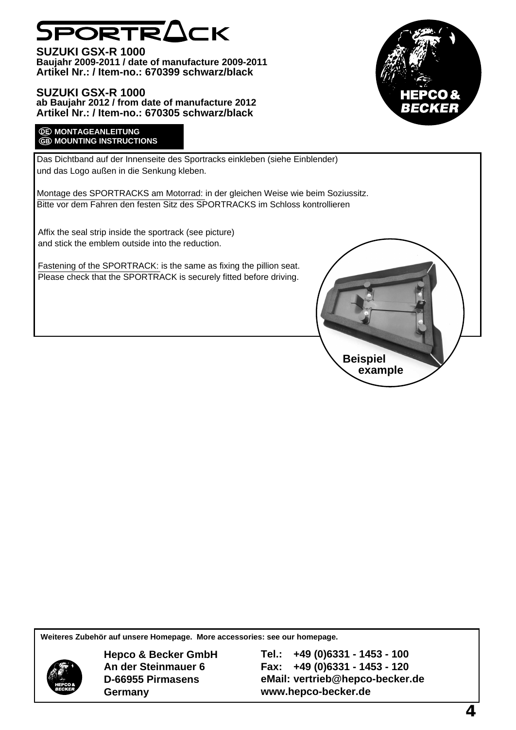# SPORTRACK

**SUZUKI GSX-R 1000**
**Baujahr 2009-2011 / date of manufacture 2009-2011**
**Artikel Nr.: / Item-no.: 670399 schwarz/black**

**SUZUKI GSX-R 1000**
**ab Baujahr 2012 / from date of manufacture 2012**
**Artikel Nr.: / Item-no.: 670305 schwarz/black**

**DE MONTAGEANLEITUNG**
**GB MOUNTING INSTRUCTIONS**

Das Dichtband auf der Innenseite des Sportracks einkleben (siehe Einblender) und das Logo außen in die Senkung kleben.

Montage des SPORTRACKS am Motorrad: in der gleichen Weise wie beim Soziussitz.
Bitte vor dem Fahren den festen Sitz des SPORTRACKS im Schloss kontrollieren

Affix the seal strip inside the sportrack (see picture) and stick the emblem outside into the reduction.

Fastening of the SPORTRACK: is the same as fixing the pillion seat.
Please check that the SPORTRACK is securely fitted before driving.

**Beispiel**
**example**

**Weiteres Zubehör auf unsere Homepage. More accessories: see our homepage.**

**Hepco & Becker GmbH**
**An der Steinmauer 6**
**D-66955 Pirmasens**
**Germany**

**Tel.: +49 (0)6331 - 1453 - 100**
**Fax: +49 (0)6331 - 1453 - 120**
**eMail: vertrieb@hepco-becker.de**
**www.hepco-becker.de**